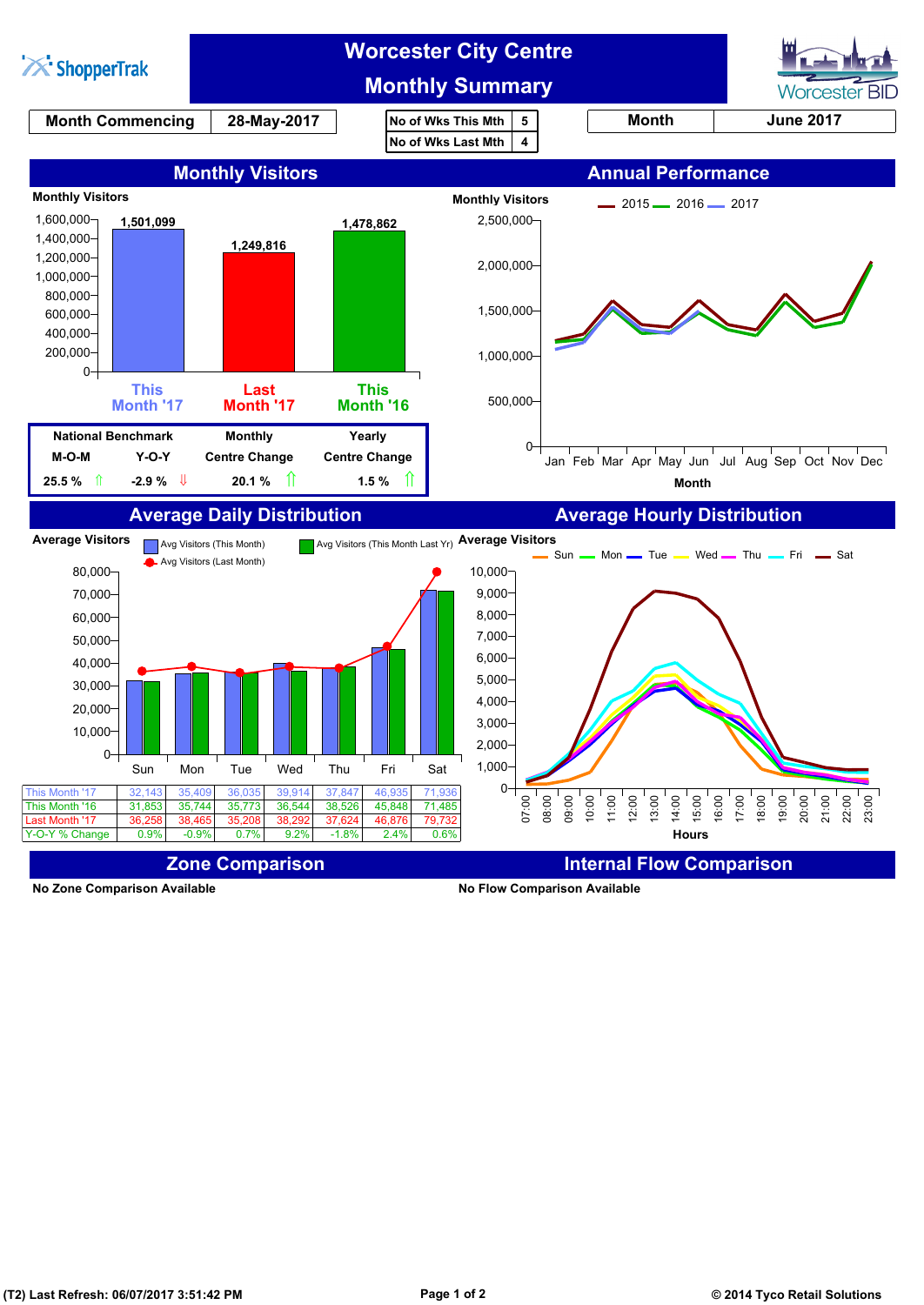ShopperTrak

# Worcester City Centre
# Monthly Summary

Worcester BID

| | | | | | |
|---|---|---|---|---|---|
| Month Commencing | 28-May-2017 | No of Wks This Mth | 5 | Month | June 2017 |
| | | No of Wks Last Mth | 4 | | |

## Monthly Visitors

Monthly Visitors

1,600,000
1,400,000
1,200,000
1,000,000
800,000
600,000
400,000
200,000
0

1,501,099
1,249,816
1,478,862

This Month '17
Last Month '17
This Month '16

| National Benchmark | | Monthly | Yearly |
|---|---|---|---|
| M-O-M | Y-O-Y | Centre Change | Centre Change |
| 25.5 % ⇑ | -2.9 % ⇓ | 20.1 % ⇑ | 1.5 % ⇑ |

## Annual Performance

Monthly Visitors

2015 2016 2017

2,500,000
2,000,000
1,500,000
1,000,000
500,000
0

Jan Feb Mar Apr May Jun Jul Aug Sep Oct Nov Dec

Month

## Average Daily Distribution

Average Visitors

Avg Visitors (This Month)
Avg Visitors (This Month Last Yr)
Avg Visitors (Last Month)

80,000
70,000
60,000
50,000
40,000
30,000
20,000
10,000
0

Sun Mon Tue Wed Thu Fri Sat

| | Sun | Mon | Tue | Wed | Thu | Fri | Sat |
|---|---|---|---|---|---|---|---|
| This Month '17 | 32,143 | 35,409 | 36,035 | 39,914 | 37,847 | 46,935 | 71,936 |
| This Month '16 | 31,853 | 35,744 | 35,773 | 36,544 | 38,526 | 45,848 | 71,485 |
| Last Month '17 | 36,258 | 38,465 | 35,208 | 38,292 | 37,624 | 46,876 | 79,732 |
| Y-O-Y % Change | 0.9% | -0.9% | 0.7% | 9.2% | -1.8% | 2.4% | 0.6% |

## Average Hourly Distribution

Average Visitors

Sun Mon Tue Wed Thu Fri Sat

10,000
9,000
8,000
7,000
6,000
5,000
4,000
3,000
2,000
1,000
0

07:00 08:00 09:00 10:00 11:00 12:00 13:00 14:00 15:00 16:00 17:00 18:00 19:00 20:00 21:00 22:00 23:00

Hours

## Zone Comparison

No Zone Comparison Available

## Internal Flow Comparison

No Flow Comparison Available

(T2) Last Refresh: 06/07/2017 3:51:42 PM

© 2014 Tyco Retail Solutions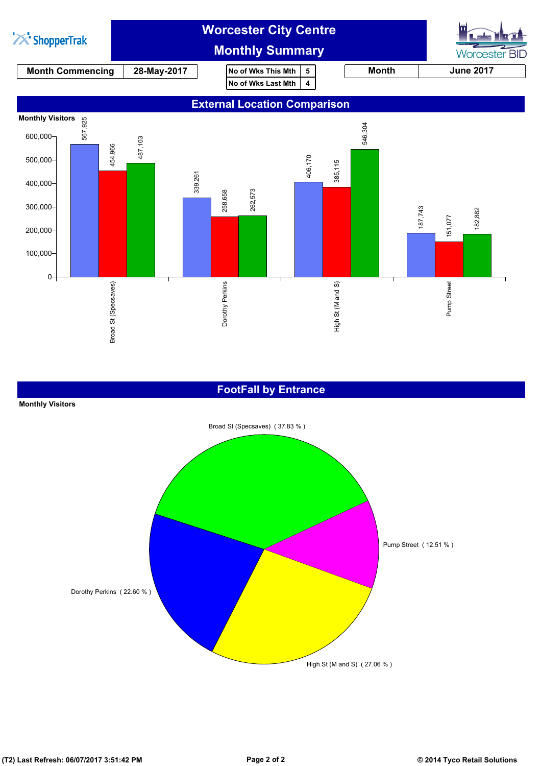ShopperTrak

# Worcester City Centre
# Monthly Summary

Worcester BID

| | | | | | | |
|---|---|---|---|---|---|---|
| **Month Commencing** | **28-May-2017** | **No of Wks This Mth** | **5** | **Month** | **June 2017** |
| | | **No of Wks Last Mth** | **4** | | |

## External Location Comparison

**Monthly Visitors**

600,000
500,000
400,000
300,000
200,000
100,000
0

567,925
454,966
487,103
339,261
258,658
262,573
406,170
385,115
546,304
187,743
151,077
182,882

Broad St (Specsaves)
Dorothy Perkins
High St (M and S)
Pump Street

## FootFall by Entrance

**Monthly Visitors**

Broad St (Specsaves) ( 37.83 % )
Pump Street ( 12.51 % )
Dorothy Perkins ( 22.60 % )
High St (M and S) ( 27.06 % )

**(T2) Last Refresh: 06/07/2017 3:51:42 PM**

**© 2014 Tyco Retail Solutions**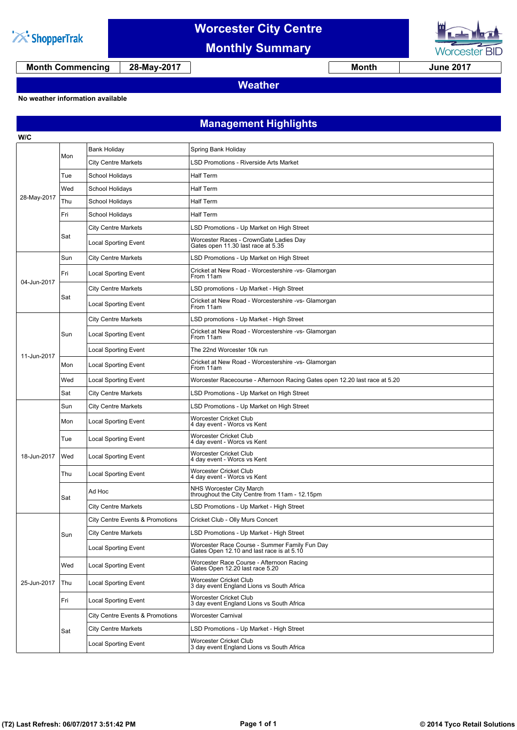# Worcester City Centre Monthly Summary

| Month Commencing | 28-May-2017 | Month | June 2017 |
|---|---|---|---|

## Weather

**No weather information available**

## Management Highlights

| W/C | | | |
|---|---|---|---|
| 28-May-2017 | Mon | Bank Holiday | Spring Bank Holiday |
| | | City Centre Markets | LSD Promotions - Riverside Arts Market |
| | Tue | School Holidays | Half Term |
| | Wed | School Holidays | Half Term |
| | Thu | School Holidays | Half Term |
| | Fri | School Holidays | Half Term |
| | Sat | City Centre Markets | LSD Promotions - Up Market on High Street |
| | | Local Sporting Event | Worcester Races - CrownGate Ladies Day Gates open 11.30 last race at 5.35 |
| 04-Jun-2017 | Sun | City Centre Markets | LSD Promotions - Up Market on High Street |
| | Fri | Local Sporting Event | Cricket at New Road - Worcestershire -vs- Glamorgan From 11am |
| | Sat | City Centre Markets | LSD promotions - Up Market - High Street |
| | | Local Sporting Event | Cricket at New Road - Worcestershire -vs- Glamorgan From 11am |
| 11-Jun-2017 | Sun | City Centre Markets | LSD promotions - Up Market - High Street |
| | | Local Sporting Event | Cricket at New Road - Worcestershire -vs- Glamorgan From 11am |
| | | Local Sporting Event | The 22nd Worcester 10k run |
| | Mon | Local Sporting Event | Cricket at New Road - Worcestershire -vs- Glamorgan From 11am |
| | Wed | Local Sporting Event | Worcester Racecourse - Afternoon Racing Gates open 12.20 last race at 5.20 |
| | Sat | City Centre Markets | LSD Promotions - Up Market on High Street |
| 18-Jun-2017 | Sun | City Centre Markets | LSD Promotions - Up Market on High Street |
| | Mon | Local Sporting Event | Worcester Cricket Club 4 day event - Worcs vs Kent |
| | Tue | Local Sporting Event | Worcester Cricket Club 4 day event - Worcs vs Kent |
| | Wed | Local Sporting Event | Worcester Cricket Club 4 day event - Worcs vs Kent |
| | Thu | Local Sporting Event | Worcester Cricket Club 4 day event - Worcs vs Kent |
| | Sat | Ad Hoc | NHS Worcester City March throughout the City Centre from 11am - 12.15pm |
| | | City Centre Markets | LSD Promotions - Up Market - High Street |
| 25-Jun-2017 | Sun | City Centre Events & Promotions | Cricket Club - Olly Murs Concert |
| | | City Centre Markets | LSD Promotions - Up Market - High Street |
| | | Local Sporting Event | Worcester Race Course - Summer Family Fun Day Gates Open 12.10 and last race is at 5.10 |
| | Wed | Local Sporting Event | Worcester Race Course - Afternoon Racing Gates Open 12.20 last race 5.20 |
| | Thu | Local Sporting Event | Worcester Cricket Club 3 day event England Lions vs South Africa |
| | Fri | Local Sporting Event | Worcester Cricket Club 3 day event England Lions vs South Africa |
| | Sat | City Centre Events & Promotions | Worcester Carnival |
| | | City Centre Markets | LSD Promotions - Up Market - High Street |
| | | Local Sporting Event | Worcester Cricket Club 3 day event England Lions vs South Africa |

(T2) Last Refresh: 06/07/2017 3:51:42 PM

© 2014 Tyco Retail Solutions